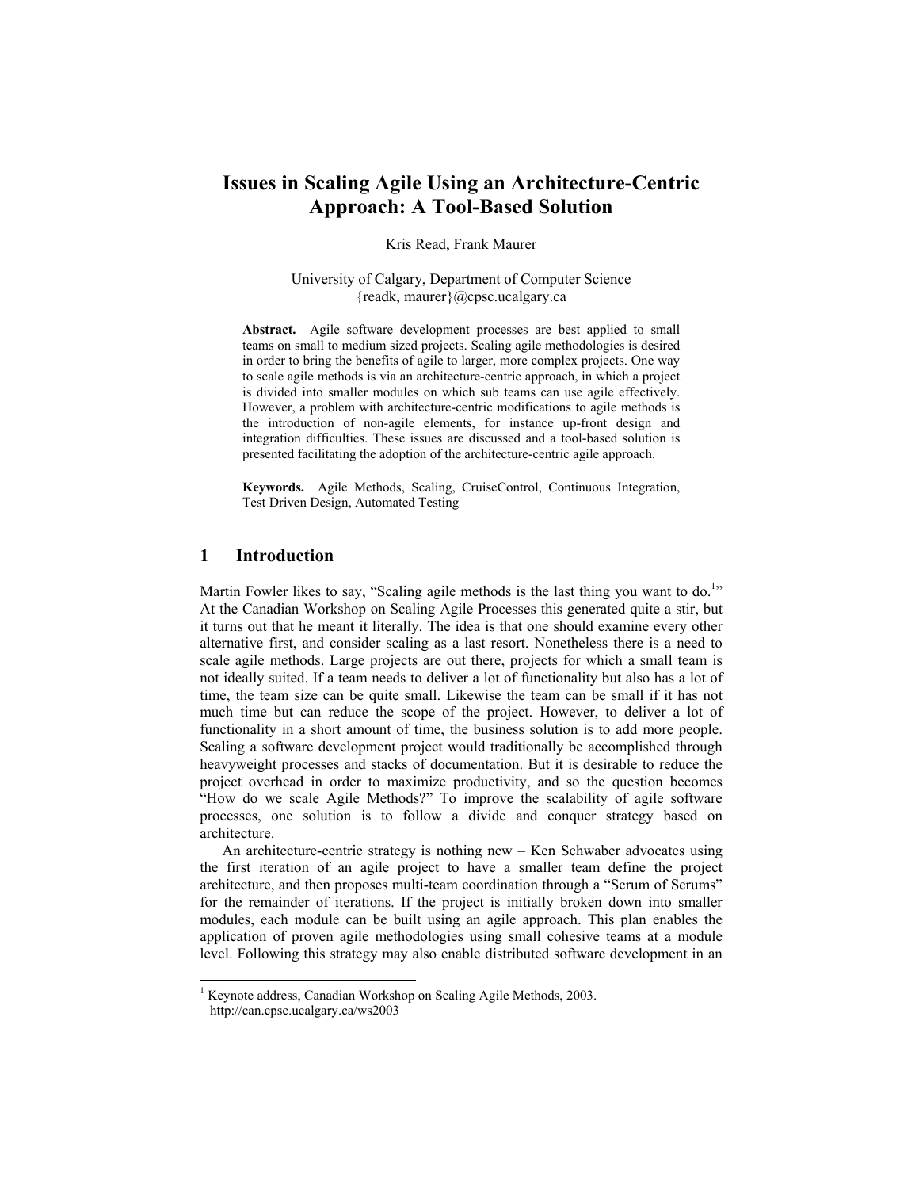# Issues in Scaling Agile Using an Architecture-Centric Approach: A Tool-Based Solution

Kris Read, Frank Maurer

University of Calgary, Department of Computer Science
{readk, maurer}@cpsc.ucalgary.ca

**Abstract.** Agile software development processes are best applied to small teams on small to medium sized projects. Scaling agile methodologies is desired in order to bring the benefits of agile to larger, more complex projects. One way to scale agile methods is via an architecture-centric approach, in which a project is divided into smaller modules on which sub teams can use agile effectively. However, a problem with architecture-centric modifications to agile methods is the introduction of non-agile elements, for instance up-front design and integration difficulties. These issues are discussed and a tool-based solution is presented facilitating the adoption of the architecture-centric agile approach.

**Keywords.** Agile Methods, Scaling, CruiseControl, Continuous Integration, Test Driven Design, Automated Testing

## 1 Introduction

Martin Fowler likes to say, "Scaling agile methods is the last thing you want to do.[1]" At the Canadian Workshop on Scaling Agile Processes this generated quite a stir, but it turns out that he meant it literally. The idea is that one should examine every other alternative first, and consider scaling as a last resort. Nonetheless there is a need to scale agile methods. Large projects are out there, projects for which a small team is not ideally suited. If a team needs to deliver a lot of functionality but also has a lot of time, the team size can be quite small. Likewise the team can be small if it has not much time but can reduce the scope of the project. However, to deliver a lot of functionality in a short amount of time, the business solution is to add more people. Scaling a software development project would traditionally be accomplished through heavyweight processes and stacks of documentation. But it is desirable to reduce the project overhead in order to maximize productivity, and so the question becomes "How do we scale Agile Methods?" To improve the scalability of agile software processes, one solution is to follow a divide and conquer strategy based on architecture.

An architecture-centric strategy is nothing new – Ken Schwaber advocates using the first iteration of an agile project to have a smaller team define the project architecture, and then proposes multi-team coordination through a "Scrum of Scrums" for the remainder of iterations. If the project is initially broken down into smaller modules, each module can be built using an agile approach. This plan enables the application of proven agile methodologies using small cohesive teams at a module level. Following this strategy may also enable distributed software development in an

[1] Keynote address, Canadian Workshop on Scaling Agile Methods, 2003. http://can.cpsc.ucalgary.ca/ws2003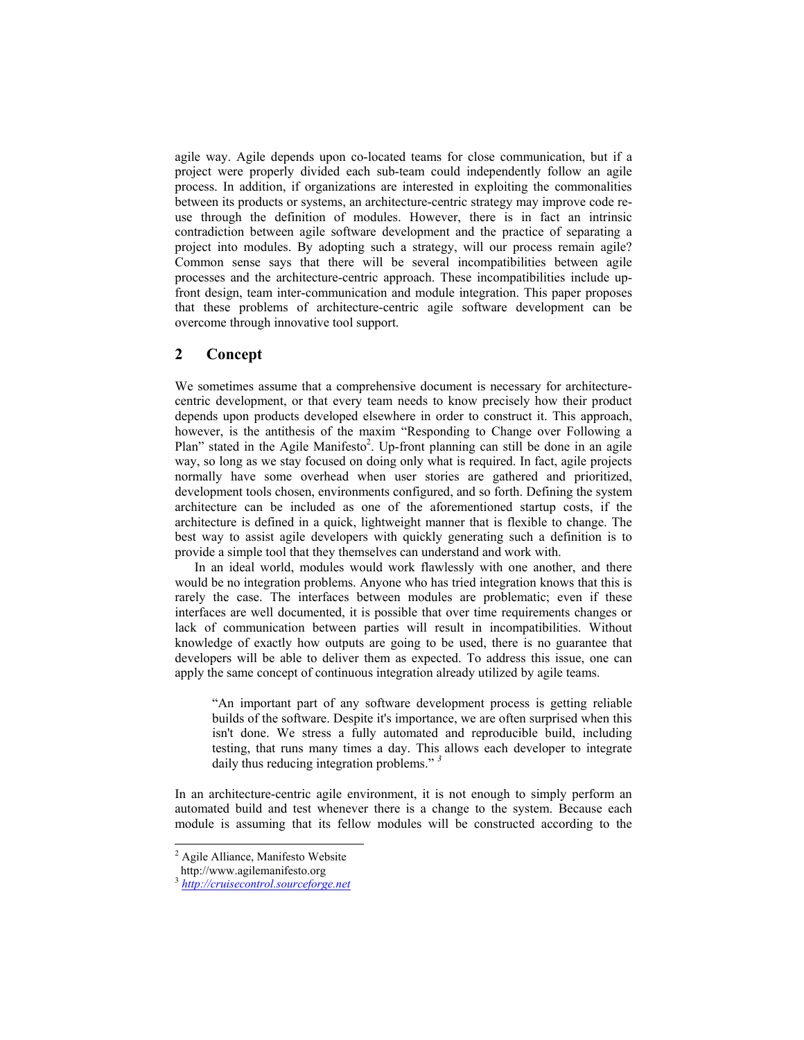agile way. Agile depends upon co-located teams for close communication, but if a project were properly divided each sub-team could independently follow an agile process. In addition, if organizations are interested in exploiting the commonalities between its products or systems, an architecture-centric strategy may improve code re-use through the definition of modules. However, there is in fact an intrinsic contradiction between agile software development and the practice of separating a project into modules. By adopting such a strategy, will our process remain agile? Common sense says that there will be several incompatibilities between agile processes and the architecture-centric approach. These incompatibilities include up-front design, team inter-communication and module integration. This paper proposes that these problems of architecture-centric agile software development can be overcome through innovative tool support.

## 2 Concept

We sometimes assume that a comprehensive document is necessary for architecture-centric development, or that every team needs to know precisely how their product depends upon products developed elsewhere in order to construct it. This approach, however, is the antithesis of the maxim "Responding to Change over Following a Plan" stated in the Agile Manifesto[2]. Up-front planning can still be done in an agile way, so long as we stay focused on doing only what is required. In fact, agile projects normally have some overhead when user stories are gathered and prioritized, development tools chosen, environments configured, and so forth. Defining the system architecture can be included as one of the aforementioned startup costs, if the architecture is defined in a quick, lightweight manner that is flexible to change. The best way to assist agile developers with quickly generating such a definition is to provide a simple tool that they themselves can understand and work with.

In an ideal world, modules would work flawlessly with one another, and there would be no integration problems. Anyone who has tried integration knows that this is rarely the case. The interfaces between modules are problematic; even if these interfaces are well documented, it is possible that over time requirements changes or lack of communication between parties will result in incompatibilities. Without knowledge of exactly how outputs are going to be used, there is no guarantee that developers will be able to deliver them as expected. To address this issue, one can apply the same concept of continuous integration already utilized by agile teams.

> "An important part of any software development process is getting reliable builds of the software. Despite it's importance, we are often surprised when this isn't done. We stress a fully automated and reproducible build, including testing, that runs many times a day. This allows each developer to integrate daily thus reducing integration problems." [3]

In an architecture-centric agile environment, it is not enough to simply perform an automated build and test whenever there is a change to the system. Because each module is assuming that its fellow modules will be constructed according to the

---

[2] Agile Alliance, Manifesto Website http://www.agilemanifesto.org

[3] http://cruisecontrol.sourceforge.net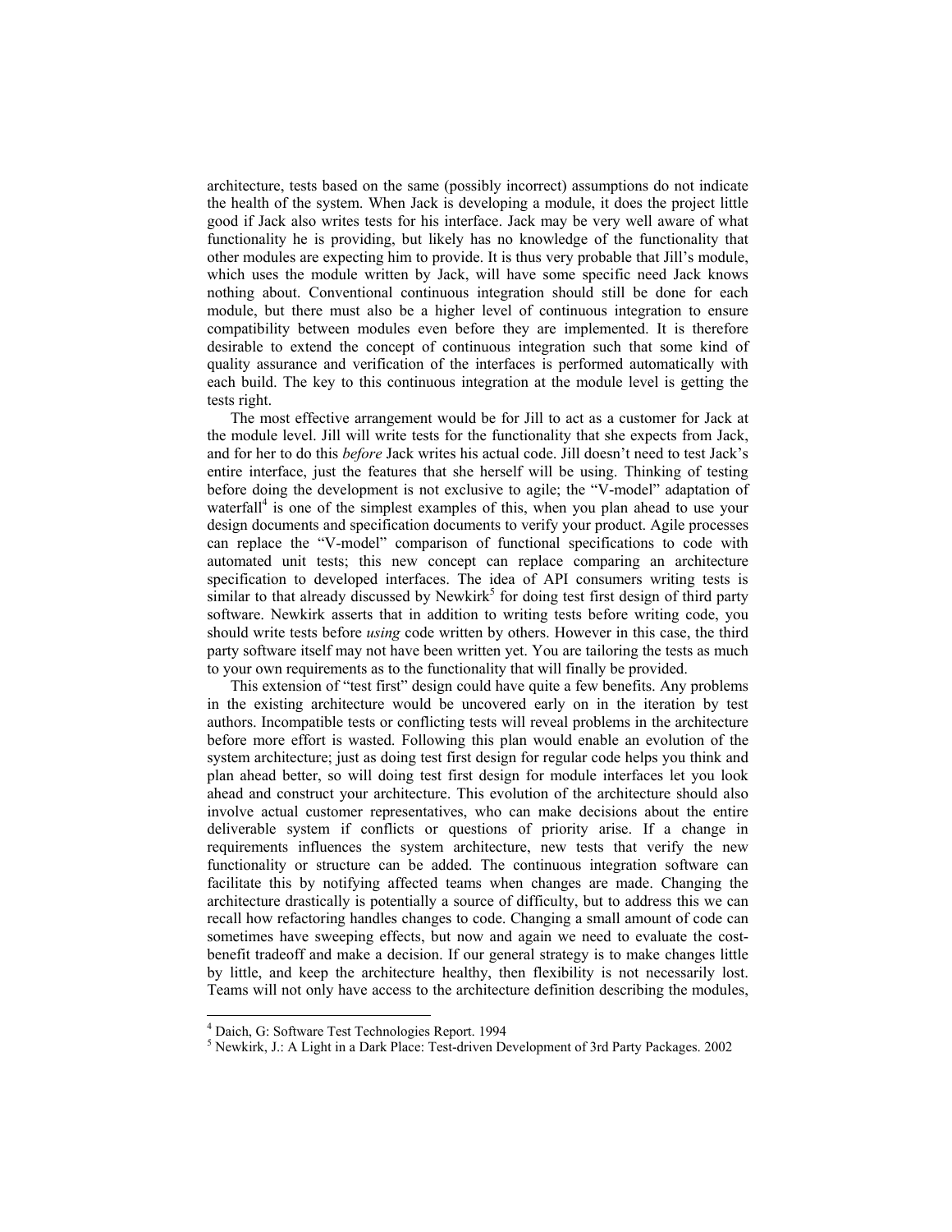architecture, tests based on the same (possibly incorrect) assumptions do not indicate the health of the system. When Jack is developing a module, it does the project little good if Jack also writes tests for his interface. Jack may be very well aware of what functionality he is providing, but likely has no knowledge of the functionality that other modules are expecting him to provide. It is thus very probable that Jill's module, which uses the module written by Jack, will have some specific need Jack knows nothing about. Conventional continuous integration should still be done for each module, but there must also be a higher level of continuous integration to ensure compatibility between modules even before they are implemented. It is therefore desirable to extend the concept of continuous integration such that some kind of quality assurance and verification of the interfaces is performed automatically with each build. The key to this continuous integration at the module level is getting the tests right.

The most effective arrangement would be for Jill to act as a customer for Jack at the module level. Jill will write tests for the functionality that she expects from Jack, and for her to do this *before* Jack writes his actual code. Jill doesn't need to test Jack's entire interface, just the features that she herself will be using. Thinking of testing before doing the development is not exclusive to agile; the "V-model" adaptation of waterfall[4] is one of the simplest examples of this, when you plan ahead to use your design documents and specification documents to verify your product. Agile processes can replace the "V-model" comparison of functional specifications to code with automated unit tests; this new concept can replace comparing an architecture specification to developed interfaces. The idea of API consumers writing tests is similar to that already discussed by Newkirk[5] for doing test first design of third party software. Newkirk asserts that in addition to writing tests before writing code, you should write tests before *using* code written by others. However in this case, the third party software itself may not have been written yet. You are tailoring the tests as much to your own requirements as to the functionality that will finally be provided.

This extension of "test first" design could have quite a few benefits. Any problems in the existing architecture would be uncovered early on in the iteration by test authors. Incompatible tests or conflicting tests will reveal problems in the architecture before more effort is wasted. Following this plan would enable an evolution of the system architecture; just as doing test first design for regular code helps you think and plan ahead better, so will doing test first design for module interfaces let you look ahead and construct your architecture. This evolution of the architecture should also involve actual customer representatives, who can make decisions about the entire deliverable system if conflicts or questions of priority arise. If a change in requirements influences the system architecture, new tests that verify the new functionality or structure can be added. The continuous integration software can facilitate this by notifying affected teams when changes are made. Changing the architecture drastically is potentially a source of difficulty, but to address this we can recall how refactoring handles changes to code. Changing a small amount of code can sometimes have sweeping effects, but now and again we need to evaluate the cost-benefit tradeoff and make a decision. If our general strategy is to make changes little by little, and keep the architecture healthy, then flexibility is not necessarily lost. Teams will not only have access to the architecture definition describing the modules,

---

[4] Daich, G: Software Test Technologies Report. 1994

[5] Newkirk, J.: A Light in a Dark Place: Test-driven Development of 3rd Party Packages. 2002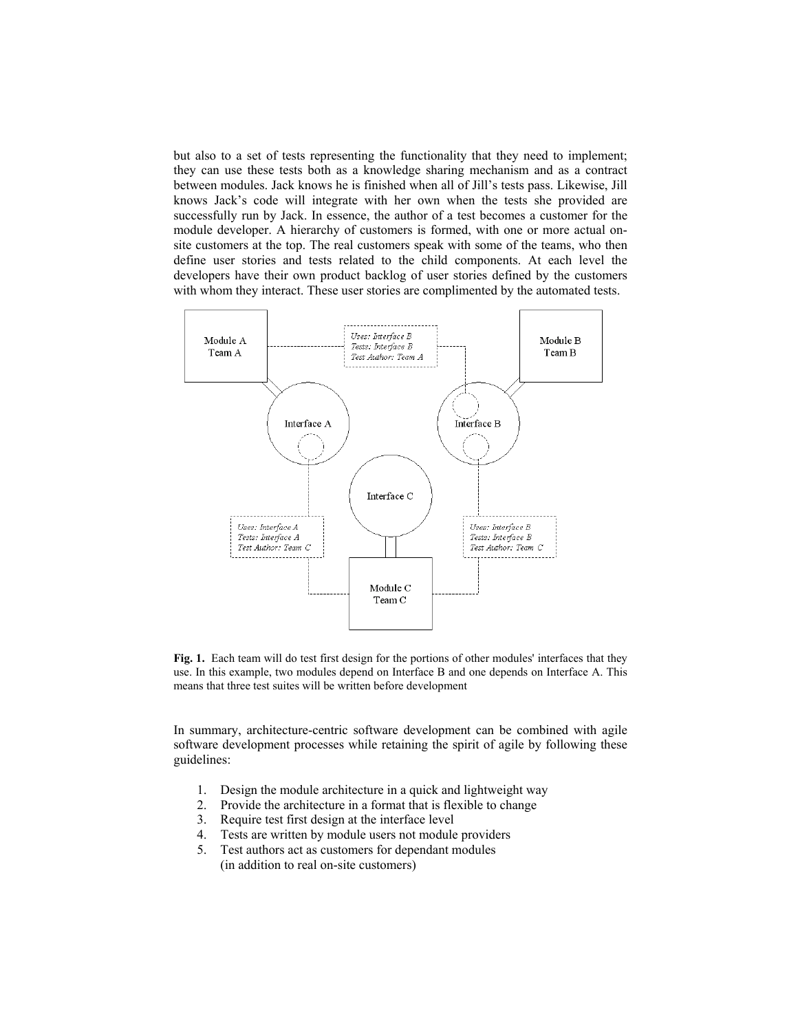but also to a set of tests representing the functionality that they need to implement; they can use these tests both as a knowledge sharing mechanism and as a contract between modules. Jack knows he is finished when all of Jill's tests pass. Likewise, Jill knows Jack's code will integrate with her own when the tests she provided are successfully run by Jack. In essence, the author of a test becomes a customer for the module developer. A hierarchy of customers is formed, with one or more actual on-site customers at the top. The real customers speak with some of the teams, who then define user stories and tests related to the child components. At each level the developers have their own product backlog of user stories defined by the customers with whom they interact. These user stories are complimented by the automated tests.

**Fig. 1.** Each team will do test first design for the portions of other modules' interfaces that they use. In this example, two modules depend on Interface B and one depends on Interface A. This means that three test suites will be written before development

In summary, architecture-centric software development can be combined with agile software development processes while retaining the spirit of agile by following these guidelines:

1. Design the module architecture in a quick and lightweight way
2. Provide the architecture in a format that is flexible to change
3. Require test first design at the interface level
4. Tests are written by module users not module providers
5. Test authors act as customers for dependant modules (in addition to real on-site customers)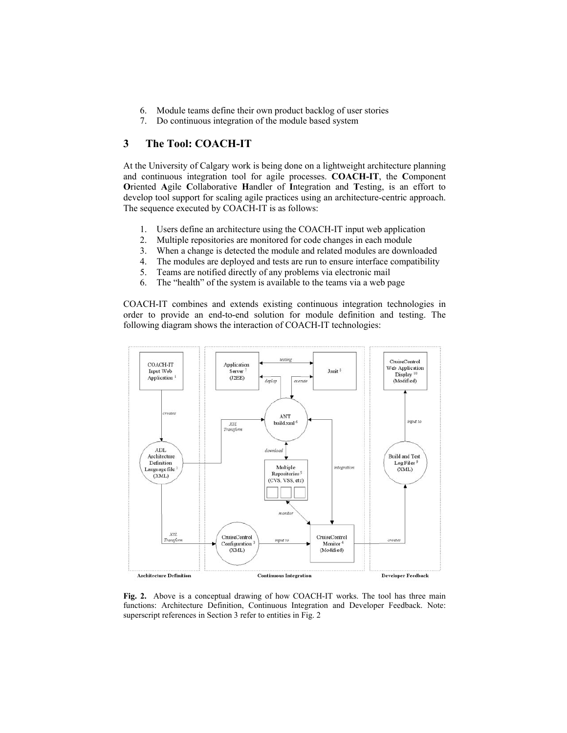6. Module teams define their own product backlog of user stories
7. Do continuous integration of the module based system

## 3 The Tool: COACH-IT

At the University of Calgary work is being done on a lightweight architecture planning and continuous integration tool for agile processes. **COACH-IT**, the **C**omponent **O**riented **A**gile **C**ollaborative **H**andler of **I**ntegration and **T**esting, is an effort to develop tool support for scaling agile practices using an architecture-centric approach. The sequence executed by COACH-IT is as follows:

1. Users define an architecture using the COACH-IT input web application
2. Multiple repositories are monitored for code changes in each module
3. When a change is detected the module and related modules are downloaded
4. The modules are deployed and tests are run to ensure interface compatibility
5. Teams are notified directly of any problems via electronic mail
6. The "health" of the system is available to the teams via a web page

COACH-IT combines and extends existing continuous integration technologies in order to provide an end-to-end solution for module definition and testing. The following diagram shows the interaction of COACH-IT technologies:

**Fig. 2.** Above is a conceptual drawing of how COACH-IT works. The tool has three main functions: Architecture Definition, Continuous Integration and Developer Feedback. Note: superscript references in Section 3 refer to entities in Fig. 2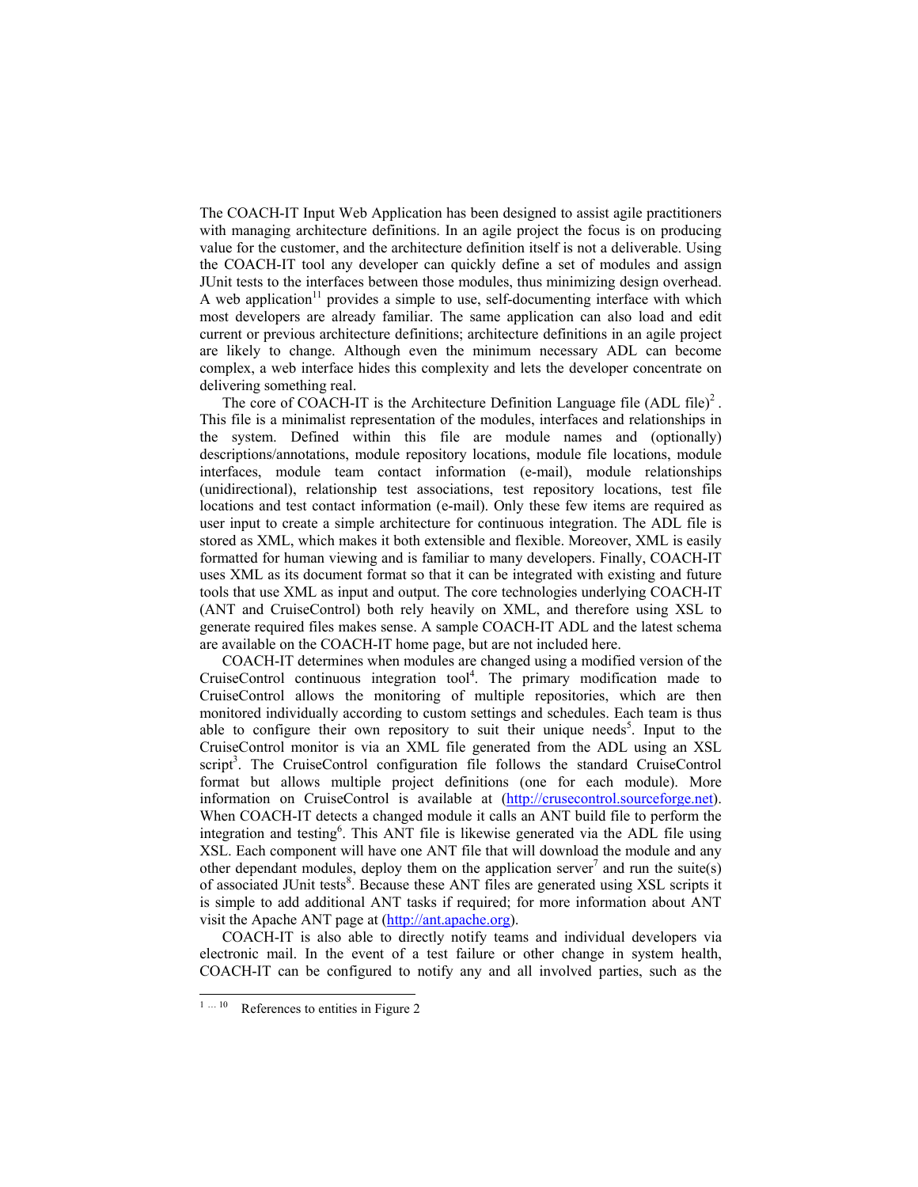The COACH-IT Input Web Application has been designed to assist agile practitioners with managing architecture definitions. In an agile project the focus is on producing value for the customer, and the architecture definition itself is not a deliverable. Using the COACH-IT tool any developer can quickly define a set of modules and assign JUnit tests to the interfaces between those modules, thus minimizing design overhead. A web application[11] provides a simple to use, self-documenting interface with which most developers are already familiar. The same application can also load and edit current or previous architecture definitions; architecture definitions in an agile project are likely to change. Although even the minimum necessary ADL can become complex, a web interface hides this complexity and lets the developer concentrate on delivering something real.

The core of COACH-IT is the Architecture Definition Language file (ADL file)[2]. This file is a minimalist representation of the modules, interfaces and relationships in the system. Defined within this file are module names and (optionally) descriptions/annotations, module repository locations, module file locations, module interfaces, module team contact information (e-mail), module relationships (unidirectional), relationship test associations, test repository locations, test file locations and test contact information (e-mail). Only these few items are required as user input to create a simple architecture for continuous integration. The ADL file is stored as XML, which makes it both extensible and flexible. Moreover, XML is easily formatted for human viewing and is familiar to many developers. Finally, COACH-IT uses XML as its document format so that it can be integrated with existing and future tools that use XML as input and output. The core technologies underlying COACH-IT (ANT and CruiseControl) both rely heavily on XML, and therefore using XSL to generate required files makes sense. A sample COACH-IT ADL and the latest schema are available on the COACH-IT home page, but are not included here.

COACH-IT determines when modules are changed using a modified version of the CruiseControl continuous integration tool[4]. The primary modification made to CruiseControl allows the monitoring of multiple repositories, which are then monitored individually according to custom settings and schedules. Each team is thus able to configure their own repository to suit their unique needs[5]. Input to the CruiseControl monitor is via an XML file generated from the ADL using an XSL script[3]. The CruiseControl configuration file follows the standard CruiseControl format but allows multiple project definitions (one for each module). More information on CruiseControl is available at (http://crusecontrol.sourceforge.net). When COACH-IT detects a changed module it calls an ANT build file to perform the integration and testing[6]. This ANT file is likewise generated via the ADL file using XSL. Each component will have one ANT file that will download the module and any other dependant modules, deploy them on the application server[7] and run the suite(s) of associated JUnit tests[8]. Because these ANT files are generated using XSL scripts it is simple to add additional ANT tasks if required; for more information about ANT visit the Apache ANT page at (http://ant.apache.org).

COACH-IT is also able to directly notify teams and individual developers via electronic mail. In the event of a test failure or other change in system health, COACH-IT can be configured to notify any and all involved parties, such as the

---

[1 … 10] References to entities in Figure 2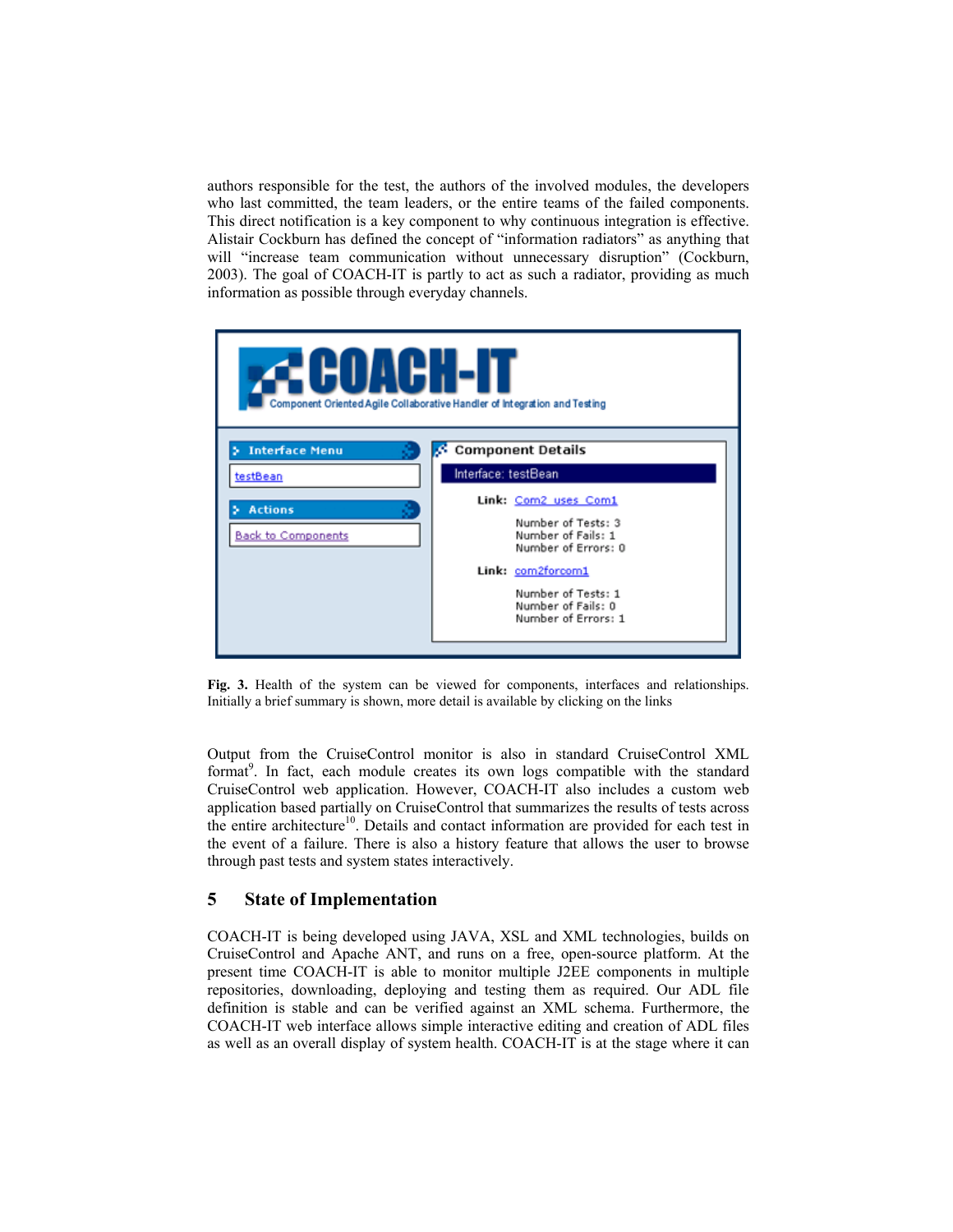authors responsible for the test, the authors of the involved modules, the developers who last committed, the team leaders, or the entire teams of the failed components. This direct notification is a key component to why continuous integration is effective. Alistair Cockburn has defined the concept of "information radiators" as anything that will "increase team communication without unnecessary disruption" (Cockburn, 2003). The goal of COACH-IT is partly to act as such a radiator, providing as much information as possible through everyday channels.

**Fig. 3.** Health of the system can be viewed for components, interfaces and relationships. Initially a brief summary is shown, more detail is available by clicking on the links

Output from the CruiseControl monitor is also in standard CruiseControl XML format[9]. In fact, each module creates its own logs compatible with the standard CruiseControl web application. However, COACH-IT also includes a custom web application based partially on CruiseControl that summarizes the results of tests across the entire architecture[10]. Details and contact information are provided for each test in the event of a failure. There is also a history feature that allows the user to browse through past tests and system states interactively.

## 5 State of Implementation

COACH-IT is being developed using JAVA, XSL and XML technologies, builds on CruiseControl and Apache ANT, and runs on a free, open-source platform. At the present time COACH-IT is able to monitor multiple J2EE components in multiple repositories, downloading, deploying and testing them as required. Our ADL file definition is stable and can be verified against an XML schema. Furthermore, the COACH-IT web interface allows simple interactive editing and creation of ADL files as well as an overall display of system health. COACH-IT is at the stage where it can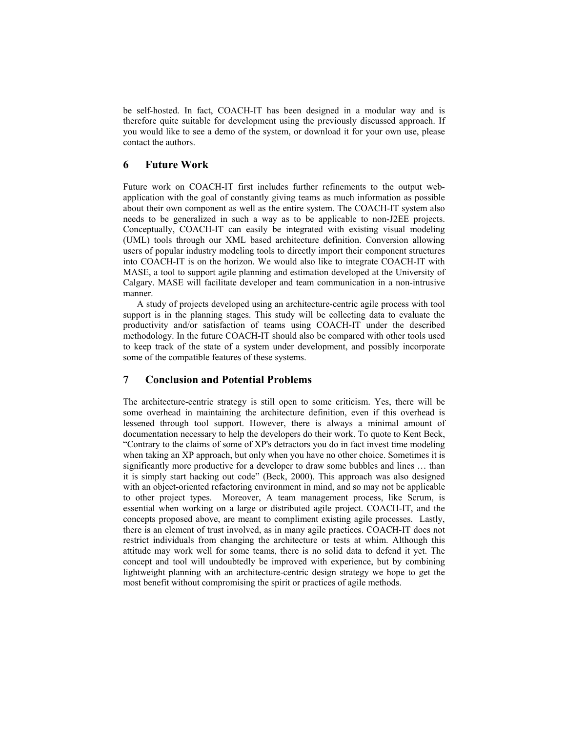be self-hosted. In fact, COACH-IT has been designed in a modular way and is therefore quite suitable for development using the previously discussed approach. If you would like to see a demo of the system, or download it for your own use, please contact the authors.

## 6 Future Work

Future work on COACH-IT first includes further refinements to the output web-application with the goal of constantly giving teams as much information as possible about their own component as well as the entire system. The COACH-IT system also needs to be generalized in such a way as to be applicable to non-J2EE projects. Conceptually, COACH-IT can easily be integrated with existing visual modeling (UML) tools through our XML based architecture definition. Conversion allowing users of popular industry modeling tools to directly import their component structures into COACH-IT is on the horizon. We would also like to integrate COACH-IT with MASE, a tool to support agile planning and estimation developed at the University of Calgary. MASE will facilitate developer and team communication in a non-intrusive manner.

A study of projects developed using an architecture-centric agile process with tool support is in the planning stages. This study will be collecting data to evaluate the productivity and/or satisfaction of teams using COACH-IT under the described methodology. In the future COACH-IT should also be compared with other tools used to keep track of the state of a system under development, and possibly incorporate some of the compatible features of these systems.

## 7 Conclusion and Potential Problems

The architecture-centric strategy is still open to some criticism. Yes, there will be some overhead in maintaining the architecture definition, even if this overhead is lessened through tool support. However, there is always a minimal amount of documentation necessary to help the developers do their work. To quote to Kent Beck, "Contrary to the claims of some of XP's detractors you do in fact invest time modeling when taking an XP approach, but only when you have no other choice. Sometimes it is significantly more productive for a developer to draw some bubbles and lines … than it is simply start hacking out code" (Beck, 2000). This approach was also designed with an object-oriented refactoring environment in mind, and so may not be applicable to other project types. Moreover, A team management process, like Scrum, is essential when working on a large or distributed agile project. COACH-IT, and the concepts proposed above, are meant to compliment existing agile processes. Lastly, there is an element of trust involved, as in many agile practices. COACH-IT does not restrict individuals from changing the architecture or tests at whim. Although this attitude may work well for some teams, there is no solid data to defend it yet. The concept and tool will undoubtedly be improved with experience, but by combining lightweight planning with an architecture-centric design strategy we hope to get the most benefit without compromising the spirit or practices of agile methods.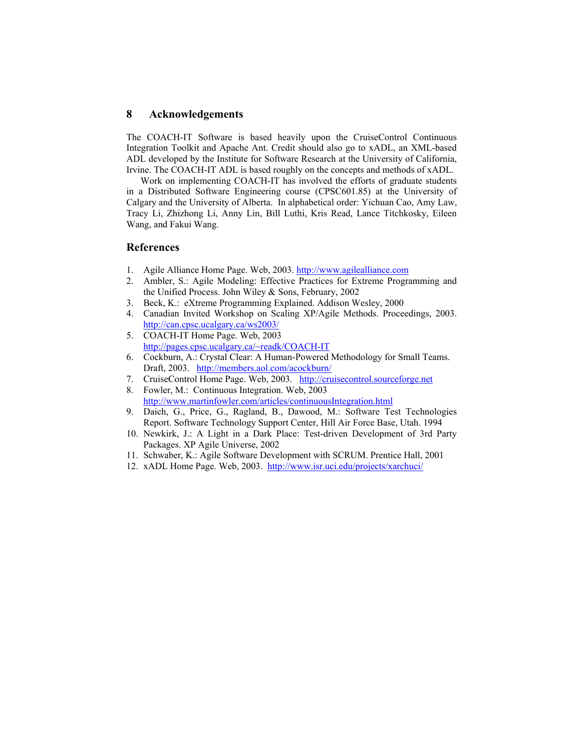## 8 Acknowledgements

The COACH-IT Software is based heavily upon the CruiseControl Continuous Integration Toolkit and Apache Ant. Credit should also go to xADL, an XML-based ADL developed by the Institute for Software Research at the University of California, Irvine. The COACH-IT ADL is based roughly on the concepts and methods of xADL.

Work on implementing COACH-IT has involved the efforts of graduate students in a Distributed Software Engineering course (CPSC601.85) at the University of Calgary and the University of Alberta. In alphabetical order: Yichuan Cao, Amy Law, Tracy Li, Zhizhong Li, Anny Lin, Bill Luthi, Kris Read, Lance Titchkosky, Eileen Wang, and Fakui Wang.

## References

1. Agile Alliance Home Page. Web, 2003. http://www.agilealliance.com
2. Ambler, S.: Agile Modeling: Effective Practices for Extreme Programming and the Unified Process. John Wiley & Sons, February, 2002
3. Beck, K.: eXtreme Programming Explained. Addison Wesley, 2000
4. Canadian Invited Workshop on Scaling XP/Agile Methods. Proceedings, 2003. http://can.cpsc.ucalgary.ca/ws2003/
5. COACH-IT Home Page. Web, 2003 http://pages.cpsc.ucalgary.ca/~readk/COACH-IT
6. Cockburn, A.: Crystal Clear: A Human-Powered Methodology for Small Teams. Draft, 2003. http://members.aol.com/acockburn/
7. CruiseControl Home Page. Web, 2003. http://cruisecontrol.sourceforge.net
8. Fowler, M.: Continuous Integration. Web, 2003 http://www.martinfowler.com/articles/continuousIntegration.html
9. Daich, G., Price, G., Ragland, B., Dawood, M.: Software Test Technologies Report. Software Technology Support Center, Hill Air Force Base, Utah. 1994
10. Newkirk, J.: A Light in a Dark Place: Test-driven Development of 3rd Party Packages. XP Agile Universe, 2002
11. Schwaber, K.: Agile Software Development with SCRUM. Prentice Hall, 2001
12. xADL Home Page. Web, 2003. http://www.isr.uci.edu/projects/xarchuci/